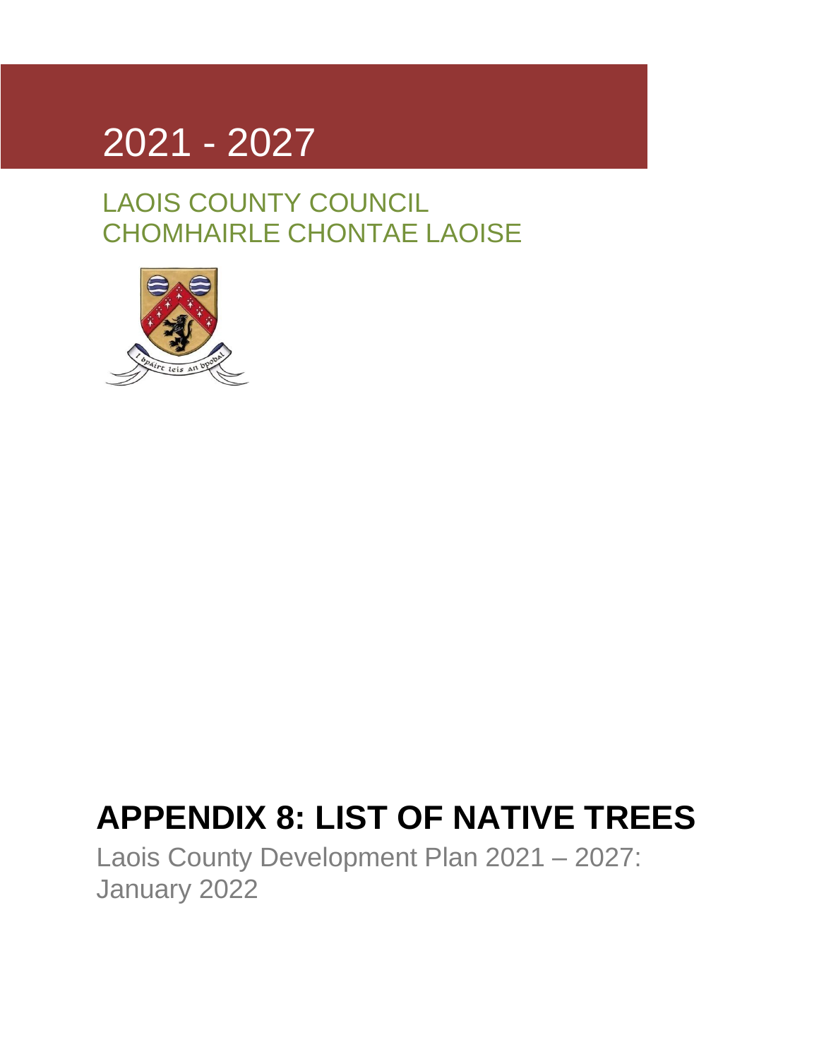2021 - 2027

LAOIS COUNTY COUNCIL
CHOMHAIRLE CHONTAE LAOISE

# APPENDIX 8: LIST OF NATIVE TREES

Laois County Development Plan 2021 – 2027: January 2022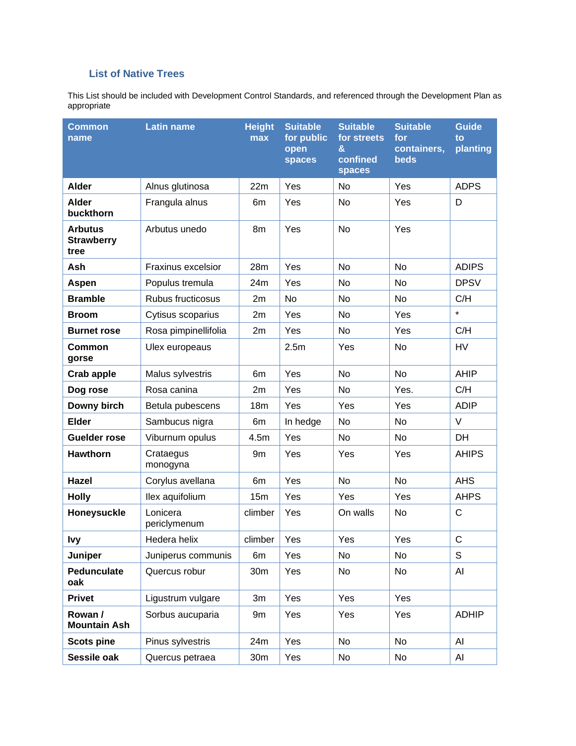### List of Native Trees

This List should be included with Development Control Standards, and referenced through the Development Plan as appropriate

| Common name | Latin name | Height max | Suitable for public open spaces | Suitable for streets & confined spaces | Suitable for containers, beds | Guide to planting |
|---|---|---|---|---|---|---|
| **Alder** | Alnus glutinosa | 22m | Yes | No | Yes | ADPS |
| **Alder buckthorn** | Frangula alnus | 6m | Yes | No | Yes | D |
| **Arbutus Strawberry tree** | Arbutus unedo | 8m | Yes | No | Yes | |
| **Ash** | Fraxinus excelsior | 28m | Yes | No | No | ADIPS |
| **Aspen** | Populus tremula | 24m | Yes | No | No | DPSV |
| **Bramble** | Rubus fructicosus | 2m | No | No | No | C/H |
| **Broom** | Cytisus scoparius | 2m | Yes | No | Yes | * |
| **Burnet rose** | Rosa pimpinellifolia | 2m | Yes | No | Yes | C/H |
| **Common gorse** | Ulex europeaus | | 2.5m | Yes | No | HV |
| **Crab apple** | Malus sylvestris | 6m | Yes | No | No | AHIP |
| **Dog rose** | Rosa canina | 2m | Yes | No | Yes. | C/H |
| **Downy birch** | Betula pubescens | 18m | Yes | Yes | Yes | ADIP |
| **Elder** | Sambucus nigra | 6m | In hedge | No | No | V |
| **Guelder rose** | Viburnum opulus | 4.5m | Yes | No | No | DH |
| **Hawthorn** | Crataegus monogyna | 9m | Yes | Yes | Yes | AHIPS |
| **Hazel** | Corylus avellana | 6m | Yes | No | No | AHS |
| **Holly** | Ilex aquifolium | 15m | Yes | Yes | Yes | AHPS |
| **Honeysuckle** | Lonicera periclymenum | climber | Yes | On walls | No | C |
| **Ivy** | Hedera helix | climber | Yes | Yes | Yes | C |
| **Juniper** | Juniperus communis | 6m | Yes | No | No | S |
| **Pedunculate oak** | Quercus robur | 30m | Yes | No | No | AI |
| **Privet** | Ligustrum vulgare | 3m | Yes | Yes | Yes | |
| **Rowan / Mountain Ash** | Sorbus aucuparia | 9m | Yes | Yes | Yes | ADHIP |
| **Scots pine** | Pinus sylvestris | 24m | Yes | No | No | AI |
| **Sessile oak** | Quercus petraea | 30m | Yes | No | No | AI |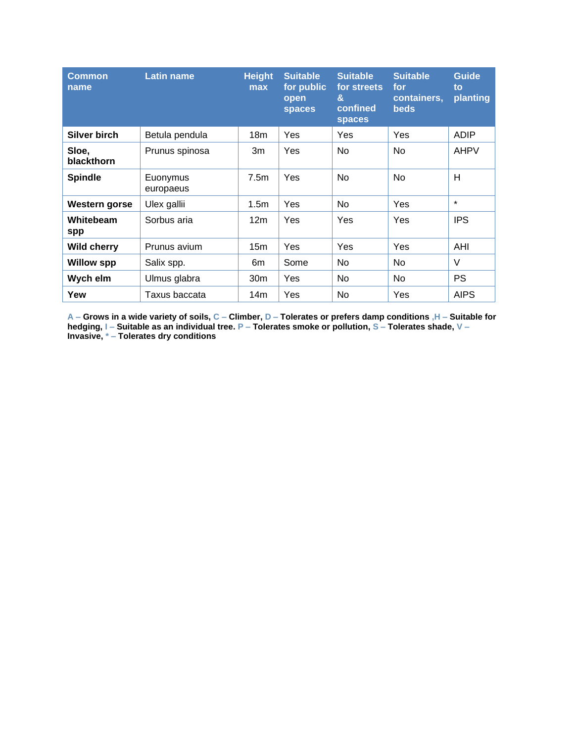| Common name | Latin name | Height max | Suitable for public open spaces | Suitable for streets & confined spaces | Suitable for containers, beds | Guide to planting |
|---|---|---|---|---|---|---|
| **Silver birch** | Betula pendula | 18m | Yes | Yes | Yes | ADIP |
| **Sloe, blackthorn** | Prunus spinosa | 3m | Yes | No | No | AHPV |
| **Spindle** | Euonymus europaeus | 7.5m | Yes | No | No | H |
| **Western gorse** | Ulex gallii | 1.5m | Yes | No | Yes | * |
| **Whitebeam spp** | Sorbus aria | 12m | Yes | Yes | Yes | IPS |
| **Wild cherry** | Prunus avium | 15m | Yes | Yes | Yes | AHI |
| **Willow spp** | Salix spp. | 6m | Some | No | No | V |
| **Wych elm** | Ulmus glabra | 30m | Yes | No | No | PS |
| **Yew** | Taxus baccata | 14m | Yes | No | Yes | AIPS |

A – **Grows in a wide variety of soils,** C – **Climber,** D – **Tolerates or prefers damp conditions** ,H – **Suitable for hedging,** I – **Suitable as an individual tree.** P – **Tolerates smoke or pollution,** S – **Tolerates shade,** V – **Invasive,** * – **Tolerates dry conditions**